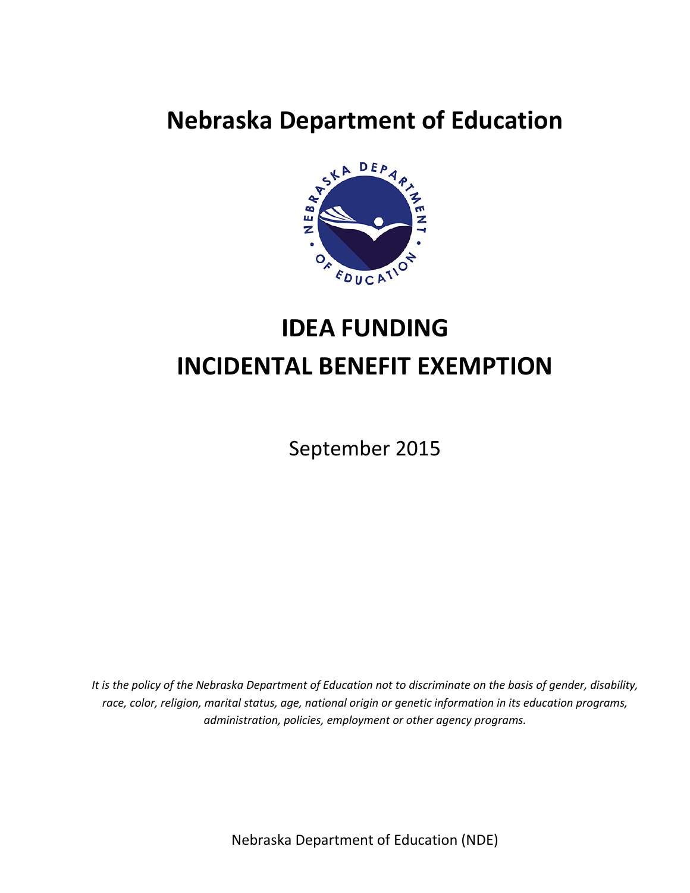# Nebraska Department of Education

# IDEA FUNDING
# INCIDENTAL BENEFIT EXEMPTION

September 2015

*It is the policy of the Nebraska Department of Education not to discriminate on the basis of gender, disability, race, color, religion, marital status, age, national origin or genetic information in its education programs, administration, policies, employment or other agency programs.*

Nebraska Department of Education (NDE)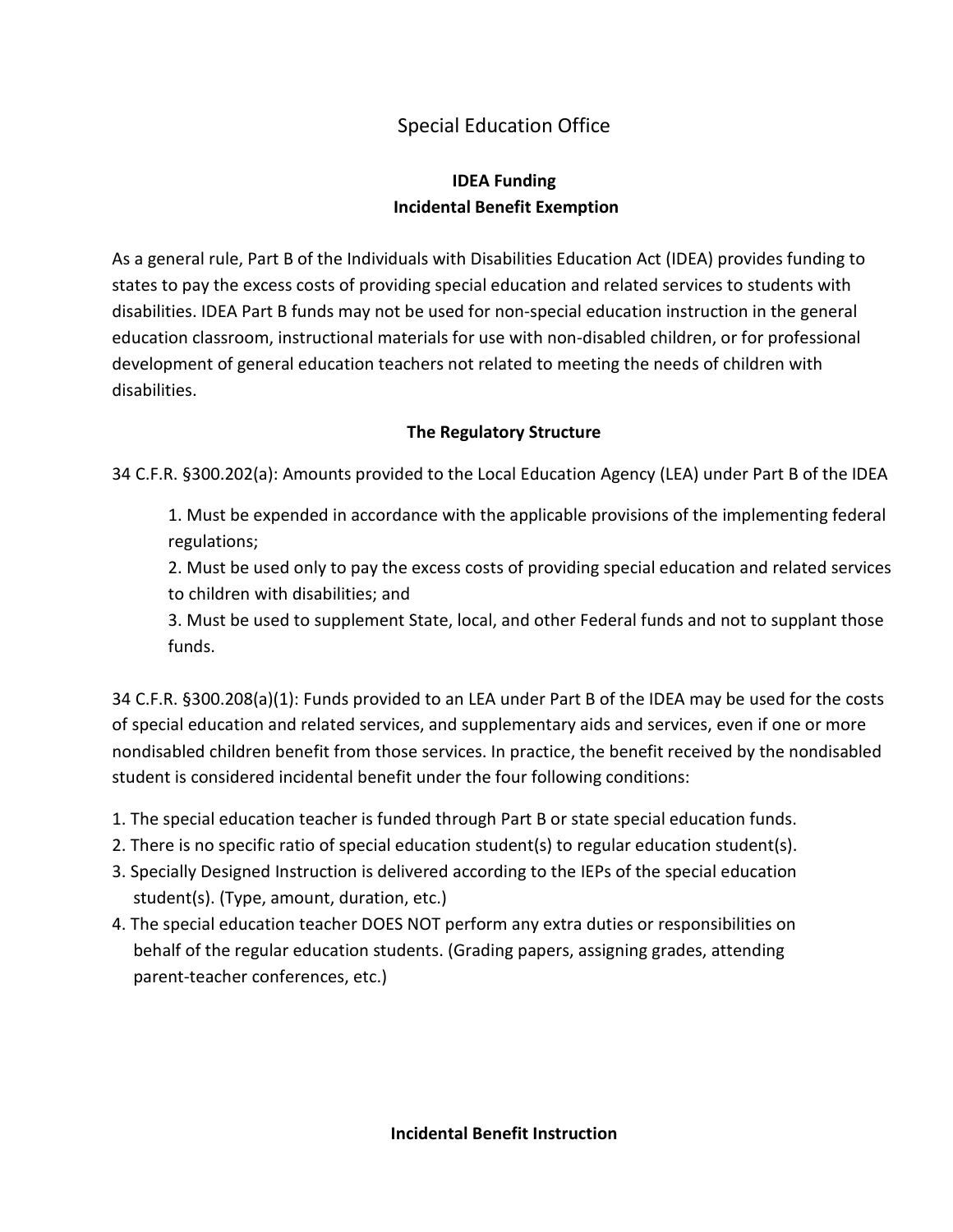# Special Education Office

## IDEA Funding
## Incidental Benefit Exemption

As a general rule, Part B of the Individuals with Disabilities Education Act (IDEA) provides funding to states to pay the excess costs of providing special education and related services to students with disabilities. IDEA Part B funds may not be used for non-special education instruction in the general education classroom, instructional materials for use with non-disabled children, or for professional development of general education teachers not related to meeting the needs of children with disabilities.

### The Regulatory Structure

34 C.F.R. §300.202(a): Amounts provided to the Local Education Agency (LEA) under Part B of the IDEA

1. Must be expended in accordance with the applicable provisions of the implementing federal regulations;
2. Must be used only to pay the excess costs of providing special education and related services to children with disabilities; and
3. Must be used to supplement State, local, and other Federal funds and not to supplant those funds.

34 C.F.R. §300.208(a)(1): Funds provided to an LEA under Part B of the IDEA may be used for the costs of special education and related services, and supplementary aids and services, even if one or more nondisabled children benefit from those services. In practice, the benefit received by the nondisabled student is considered incidental benefit under the four following conditions:

1. The special education teacher is funded through Part B or state special education funds.
2. There is no specific ratio of special education student(s) to regular education student(s).
3. Specially Designed Instruction is delivered according to the IEPs of the special education student(s). (Type, amount, duration, etc.)
4. The special education teacher DOES NOT perform any extra duties or responsibilities on behalf of the regular education students. (Grading papers, assigning grades, attending parent-teacher conferences, etc.)

### Incidental Benefit Instruction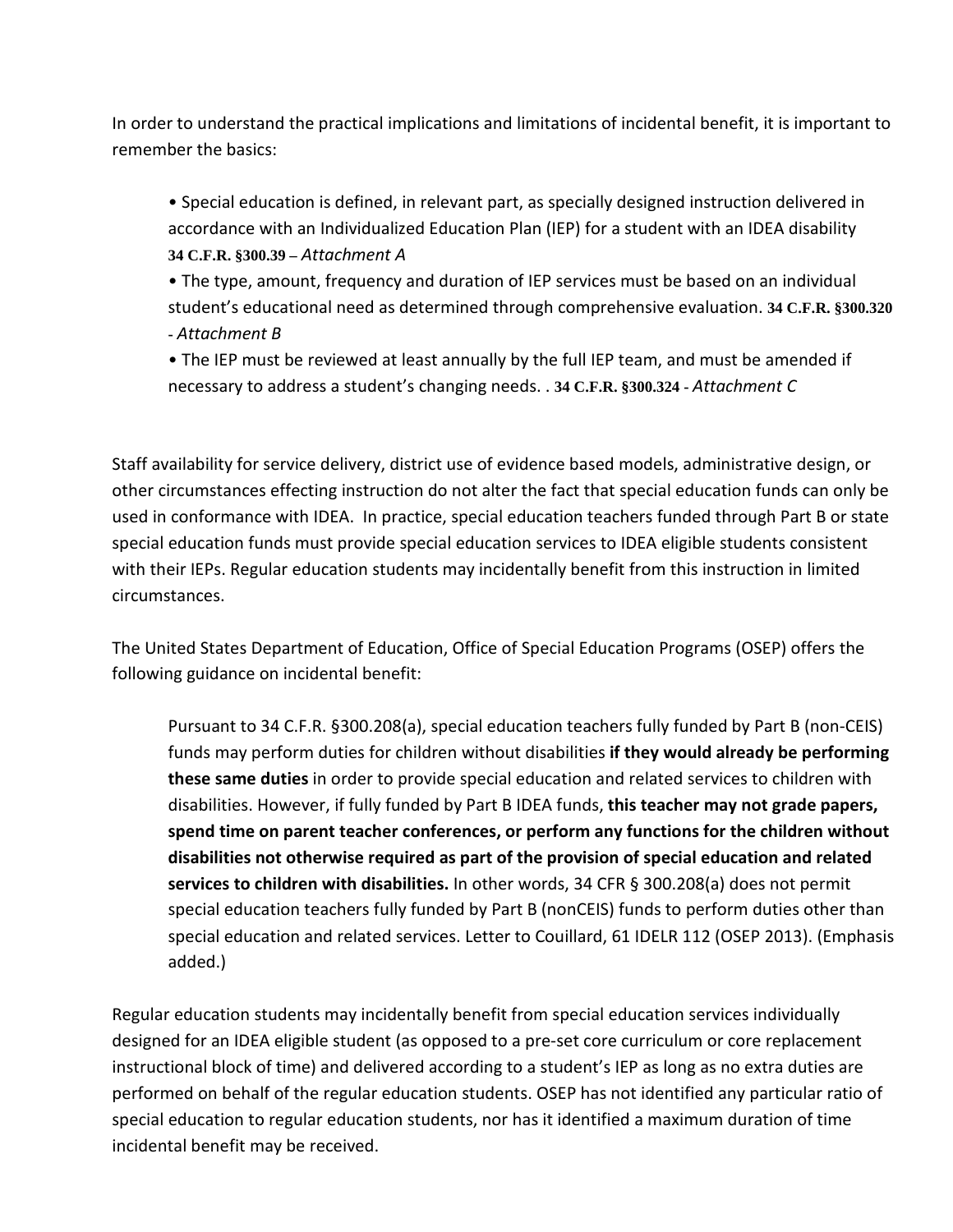In order to understand the practical implications and limitations of incidental benefit, it is important to remember the basics:

- Special education is defined, in relevant part, as specially designed instruction delivered in accordance with an Individualized Education Plan (IEP) for a student with an IDEA disability **34 C.F.R. §300.39** – *Attachment A*
- The type, amount, frequency and duration of IEP services must be based on an individual student's educational need as determined through comprehensive evaluation. **34 C.F.R. §300.320** - *Attachment B*
- The IEP must be reviewed at least annually by the full IEP team, and must be amended if necessary to address a student's changing needs. . **34 C.F.R. §300.324** - *Attachment C*

Staff availability for service delivery, district use of evidence based models, administrative design, or other circumstances effecting instruction do not alter the fact that special education funds can only be used in conformance with IDEA. In practice, special education teachers funded through Part B or state special education funds must provide special education services to IDEA eligible students consistent with their IEPs. Regular education students may incidentally benefit from this instruction in limited circumstances.

The United States Department of Education, Office of Special Education Programs (OSEP) offers the following guidance on incidental benefit:

> Pursuant to 34 C.F.R. §300.208(a), special education teachers fully funded by Part B (non-CEIS) funds may perform duties for children without disabilities **if they would already be performing these same duties** in order to provide special education and related services to children with disabilities. However, if fully funded by Part B IDEA funds, **this teacher may not grade papers, spend time on parent teacher conferences, or perform any functions for the children without disabilities not otherwise required as part of the provision of special education and related services to children with disabilities.** In other words, 34 CFR § 300.208(a) does not permit special education teachers fully funded by Part B (nonCEIS) funds to perform duties other than special education and related services. Letter to Couillard, 61 IDELR 112 (OSEP 2013). (Emphasis added.)

Regular education students may incidentally benefit from special education services individually designed for an IDEA eligible student (as opposed to a pre-set core curriculum or core replacement instructional block of time) and delivered according to a student's IEP as long as no extra duties are performed on behalf of the regular education students. OSEP has not identified any particular ratio of special education to regular education students, nor has it identified a maximum duration of time incidental benefit may be received.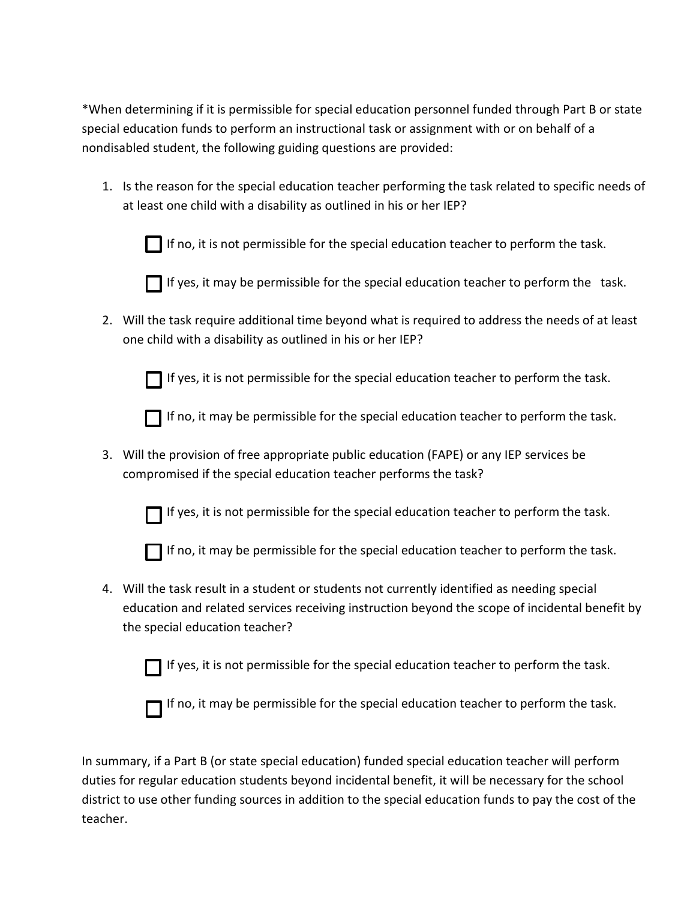*When determining if it is permissible for special education personnel funded through Part B or state special education funds to perform an instructional task or assignment with or on behalf of a nondisabled student, the following guiding questions are provided:

1. Is the reason for the special education teacher performing the task related to specific needs of at least one child with a disability as outlined in his or her IEP?

   - ☐ If no, it is not permissible for the special education teacher to perform the task.
   - ☐ If yes, it may be permissible for the special education teacher to perform the task.

2. Will the task require additional time beyond what is required to address the needs of at least one child with a disability as outlined in his or her IEP?

   - ☐ If yes, it is not permissible for the special education teacher to perform the task.
   - ☐ If no, it may be permissible for the special education teacher to perform the task.

3. Will the provision of free appropriate public education (FAPE) or any IEP services be compromised if the special education teacher performs the task?

   - ☐ If yes, it is not permissible for the special education teacher to perform the task.
   - ☐ If no, it may be permissible for the special education teacher to perform the task.

4. Will the task result in a student or students not currently identified as needing special education and related services receiving instruction beyond the scope of incidental benefit by the special education teacher?

   - ☐ If yes, it is not permissible for the special education teacher to perform the task.
   - ☐ If no, it may be permissible for the special education teacher to perform the task.

In summary, if a Part B (or state special education) funded special education teacher will perform duties for regular education students beyond incidental benefit, it will be necessary for the school district to use other funding sources in addition to the special education funds to pay the cost of the teacher.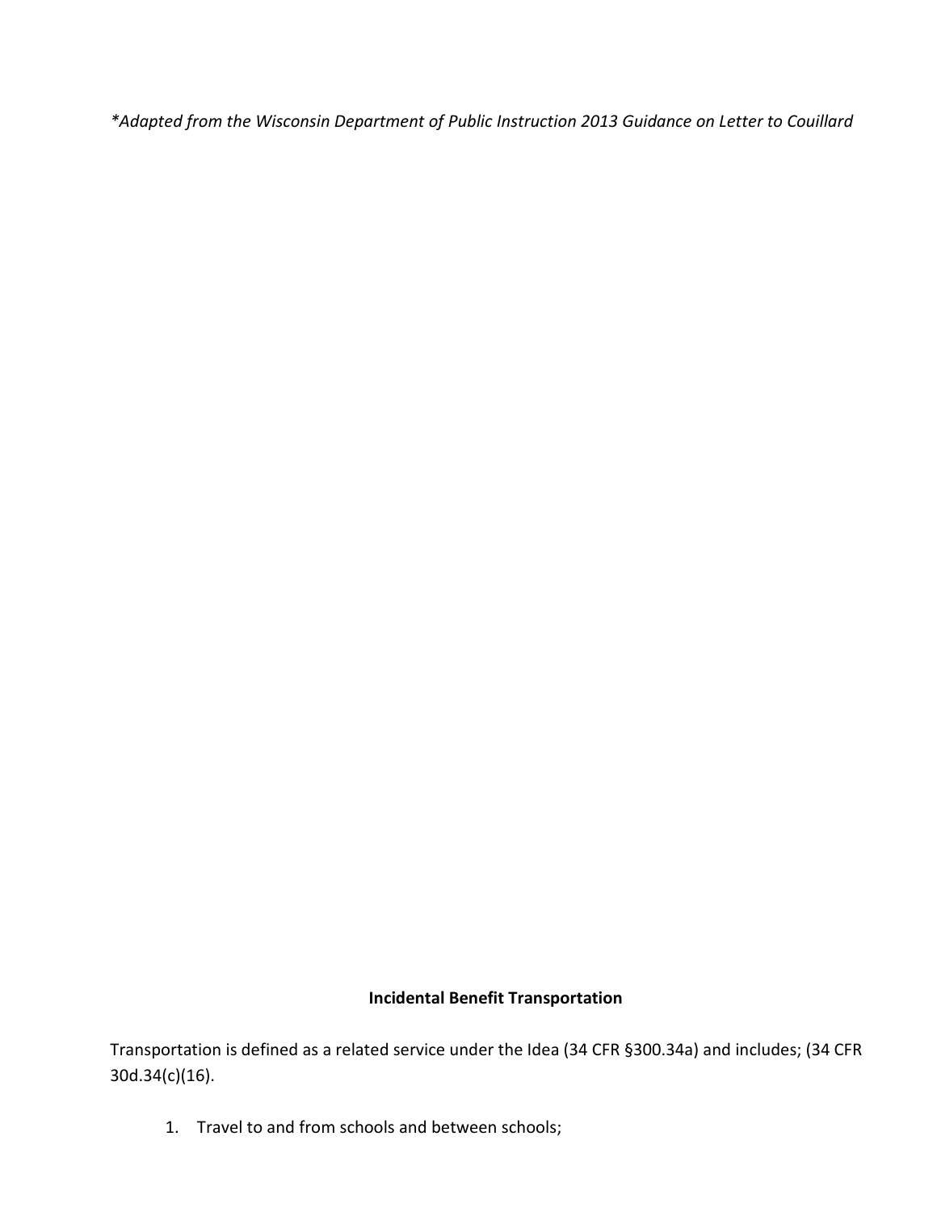*\*Adapted from the Wisconsin Department of Public Instruction 2013 Guidance on Letter to Couillard*

**Incidental Benefit Transportation**

Transportation is defined as a related service under the Idea (34 CFR §300.34a) and includes; (34 CFR 30d.34(c)(16).

1. Travel to and from schools and between schools;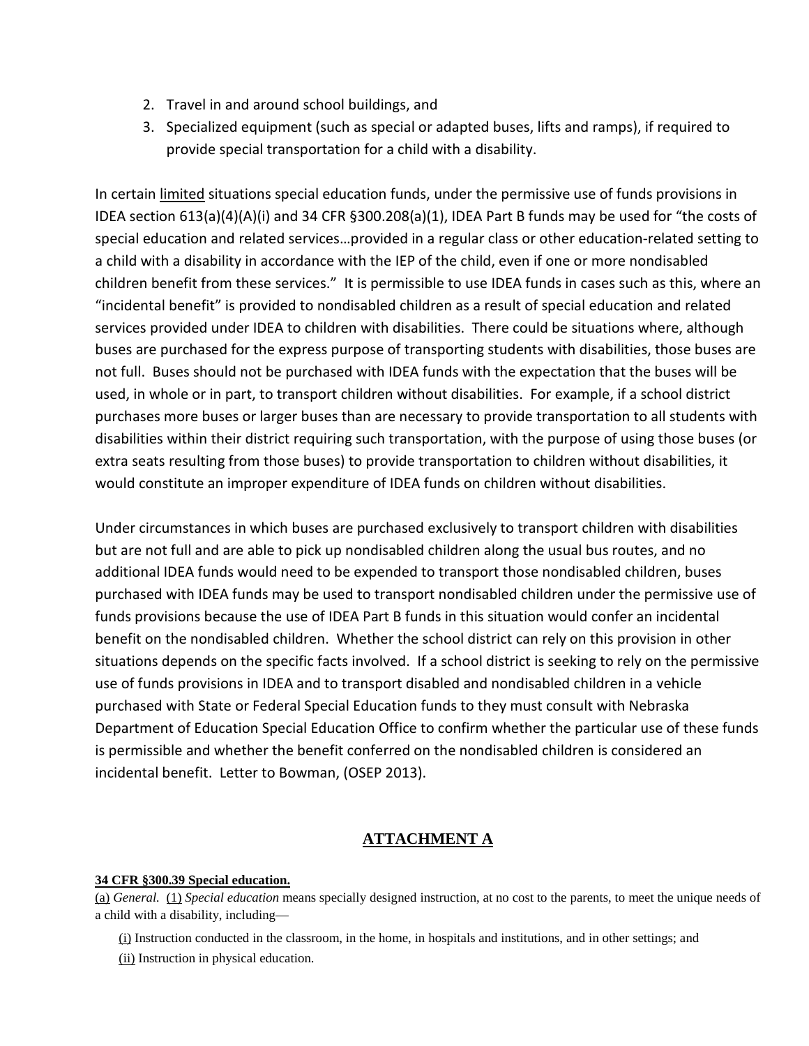2. Travel in and around school buildings, and
3. Specialized equipment (such as special or adapted buses, lifts and ramps), if required to provide special transportation for a child with a disability.

In certain limited situations special education funds, under the permissive use of funds provisions in IDEA section 613(a)(4)(A)(i) and 34 CFR §300.208(a)(1), IDEA Part B funds may be used for "the costs of special education and related services…provided in a regular class or other education-related setting to a child with a disability in accordance with the IEP of the child, even if one or more nondisabled children benefit from these services." It is permissible to use IDEA funds in cases such as this, where an "incidental benefit" is provided to nondisabled children as a result of special education and related services provided under IDEA to children with disabilities. There could be situations where, although buses are purchased for the express purpose of transporting students with disabilities, those buses are not full. Buses should not be purchased with IDEA funds with the expectation that the buses will be used, in whole or in part, to transport children without disabilities. For example, if a school district purchases more buses or larger buses than are necessary to provide transportation to all students with disabilities within their district requiring such transportation, with the purpose of using those buses (or extra seats resulting from those buses) to provide transportation to children without disabilities, it would constitute an improper expenditure of IDEA funds on children without disabilities.

Under circumstances in which buses are purchased exclusively to transport children with disabilities but are not full and are able to pick up nondisabled children along the usual bus routes, and no additional IDEA funds would need to be expended to transport those nondisabled children, buses purchased with IDEA funds may be used to transport nondisabled children under the permissive use of funds provisions because the use of IDEA Part B funds in this situation would confer an incidental benefit on the nondisabled children. Whether the school district can rely on this provision in other situations depends on the specific facts involved. If a school district is seeking to rely on the permissive use of funds provisions in IDEA and to transport disabled and nondisabled children in a vehicle purchased with State or Federal Special Education funds to they must consult with Nebraska Department of Education Special Education Office to confirm whether the particular use of these funds is permissible and whether the benefit conferred on the nondisabled children is considered an incidental benefit. Letter to Bowman, (OSEP 2013).

## ATTACHMENT A

**34 CFR §300.39 Special education.**

(a) *General.* (1) *Special education* means specially designed instruction, at no cost to the parents, to meet the unique needs of a child with a disability, including—

(i) Instruction conducted in the classroom, in the home, in hospitals and institutions, and in other settings; and

(ii) Instruction in physical education.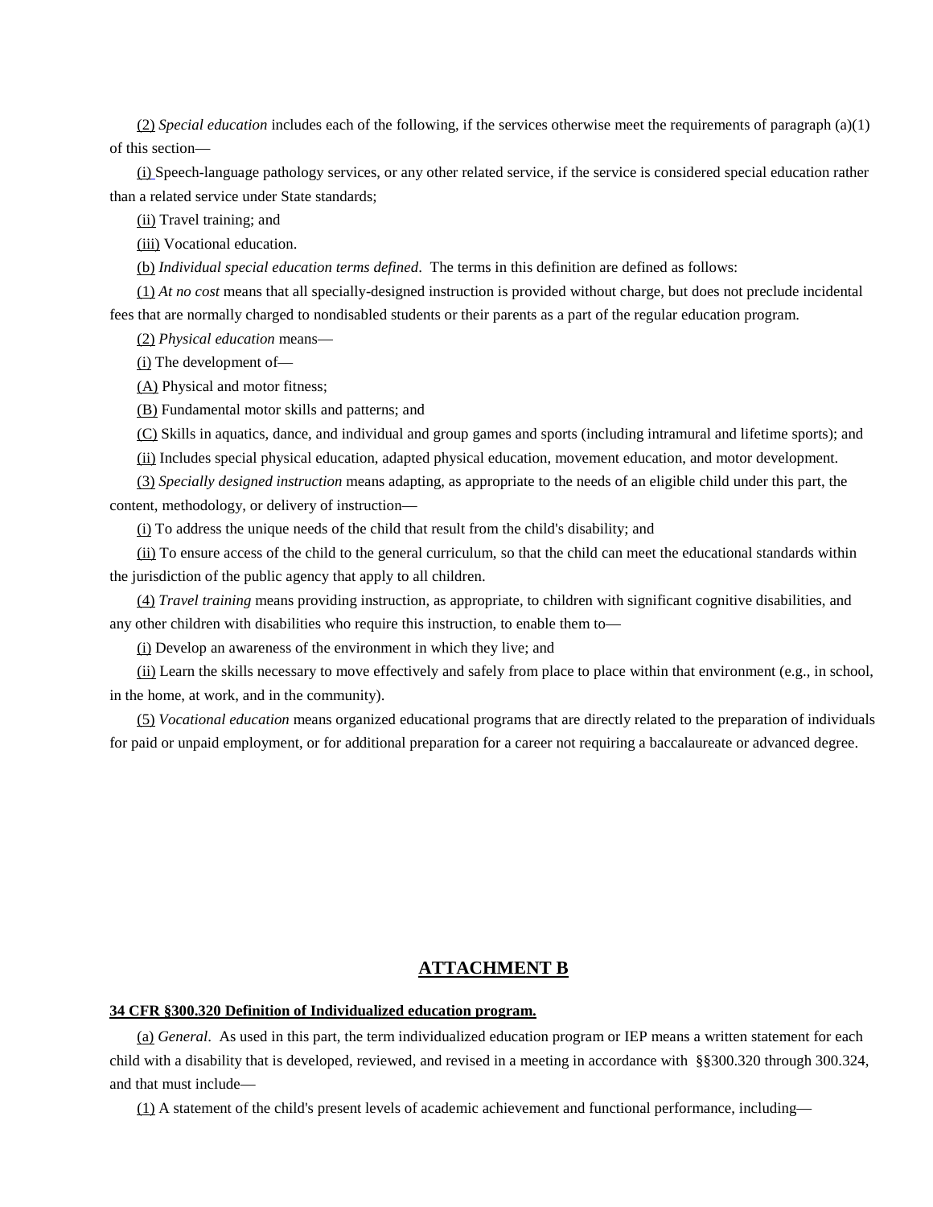(2) *Special education* includes each of the following, if the services otherwise meet the requirements of paragraph (a)(1) of this section—

(i) Speech-language pathology services, or any other related service, if the service is considered special education rather than a related service under State standards;

(ii) Travel training; and

(iii) Vocational education.

(b) *Individual special education terms defined*. The terms in this definition are defined as follows:

(1) *At no cost* means that all specially-designed instruction is provided without charge, but does not preclude incidental fees that are normally charged to nondisabled students or their parents as a part of the regular education program.

(2) *Physical education* means—

(i) The development of—

(A) Physical and motor fitness;

(B) Fundamental motor skills and patterns; and

(C) Skills in aquatics, dance, and individual and group games and sports (including intramural and lifetime sports); and

(ii) Includes special physical education, adapted physical education, movement education, and motor development.

(3) *Specially designed instruction* means adapting, as appropriate to the needs of an eligible child under this part, the content, methodology, or delivery of instruction—

(i) To address the unique needs of the child that result from the child's disability; and

(ii) To ensure access of the child to the general curriculum, so that the child can meet the educational standards within the jurisdiction of the public agency that apply to all children.

(4) *Travel training* means providing instruction, as appropriate, to children with significant cognitive disabilities, and any other children with disabilities who require this instruction, to enable them to—

(i) Develop an awareness of the environment in which they live; and

(ii) Learn the skills necessary to move effectively and safely from place to place within that environment (e.g., in school, in the home, at work, and in the community).

(5) *Vocational education* means organized educational programs that are directly related to the preparation of individuals for paid or unpaid employment, or for additional preparation for a career not requiring a baccalaureate or advanced degree.

## ATTACHMENT B

**34 CFR §300.320 Definition of Individualized education program.**

(a) *General*. As used in this part, the term individualized education program or IEP means a written statement for each child with a disability that is developed, reviewed, and revised in a meeting in accordance with §§300.320 through 300.324, and that must include—

(1) A statement of the child's present levels of academic achievement and functional performance, including—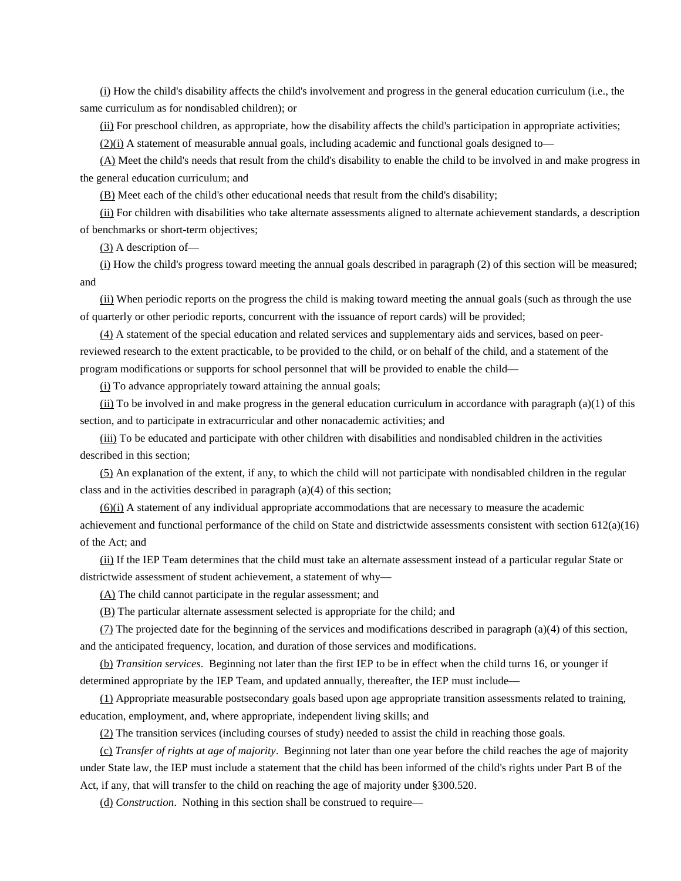(i) How the child's disability affects the child's involvement and progress in the general education curriculum (i.e., the same curriculum as for nondisabled children); or

(ii) For preschool children, as appropriate, how the disability affects the child's participation in appropriate activities;

(2)(i) A statement of measurable annual goals, including academic and functional goals designed to—

(A) Meet the child's needs that result from the child's disability to enable the child to be involved in and make progress in the general education curriculum; and

(B) Meet each of the child's other educational needs that result from the child's disability;

(ii) For children with disabilities who take alternate assessments aligned to alternate achievement standards, a description of benchmarks or short-term objectives;

(3) A description of—

(i) How the child's progress toward meeting the annual goals described in paragraph (2) of this section will be measured; and

(ii) When periodic reports on the progress the child is making toward meeting the annual goals (such as through the use of quarterly or other periodic reports, concurrent with the issuance of report cards) will be provided;

(4) A statement of the special education and related services and supplementary aids and services, based on peer-reviewed research to the extent practicable, to be provided to the child, or on behalf of the child, and a statement of the program modifications or supports for school personnel that will be provided to enable the child—

(i) To advance appropriately toward attaining the annual goals;

(ii) To be involved in and make progress in the general education curriculum in accordance with paragraph (a)(1) of this section, and to participate in extracurricular and other nonacademic activities; and

(iii) To be educated and participate with other children with disabilities and nondisabled children in the activities described in this section;

(5) An explanation of the extent, if any, to which the child will not participate with nondisabled children in the regular class and in the activities described in paragraph (a)(4) of this section;

(6)(i) A statement of any individual appropriate accommodations that are necessary to measure the academic achievement and functional performance of the child on State and districtwide assessments consistent with section 612(a)(16) of the Act; and

(ii) If the IEP Team determines that the child must take an alternate assessment instead of a particular regular State or districtwide assessment of student achievement, a statement of why—

(A) The child cannot participate in the regular assessment; and

(B) The particular alternate assessment selected is appropriate for the child; and

(7) The projected date for the beginning of the services and modifications described in paragraph (a)(4) of this section, and the anticipated frequency, location, and duration of those services and modifications.

(b) *Transition services*. Beginning not later than the first IEP to be in effect when the child turns 16, or younger if determined appropriate by the IEP Team, and updated annually, thereafter, the IEP must include—

(1) Appropriate measurable postsecondary goals based upon age appropriate transition assessments related to training, education, employment, and, where appropriate, independent living skills; and

(2) The transition services (including courses of study) needed to assist the child in reaching those goals.

(c) *Transfer of rights at age of majority*. Beginning not later than one year before the child reaches the age of majority under State law, the IEP must include a statement that the child has been informed of the child's rights under Part B of the Act, if any, that will transfer to the child on reaching the age of majority under §300.520.

(d) *Construction*. Nothing in this section shall be construed to require—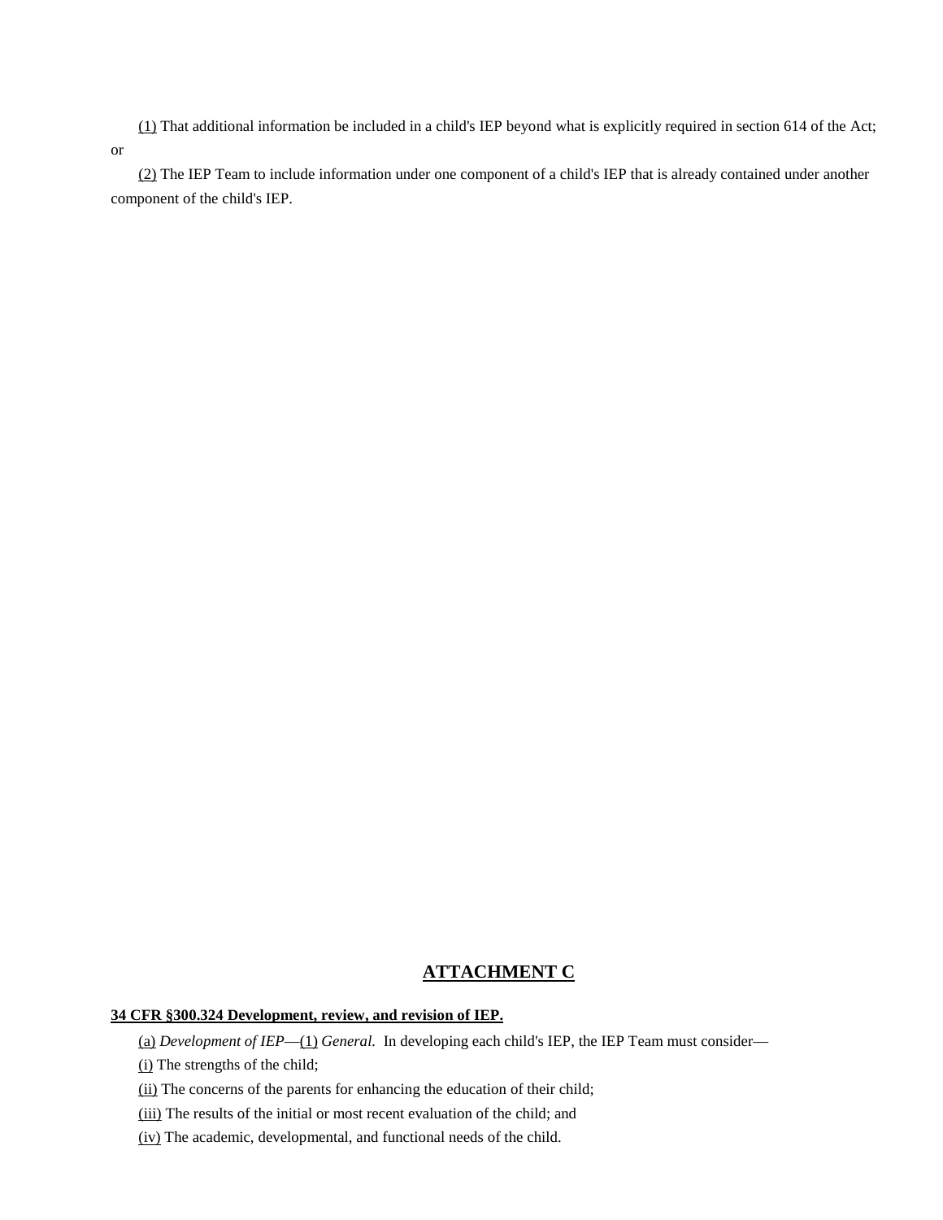(1) That additional information be included in a child's IEP beyond what is explicitly required in section 614 of the Act; or

(2) The IEP Team to include information under one component of a child's IEP that is already contained under another component of the child's IEP.

## ATTACHMENT C

**34 CFR §300.324 Development, review, and revision of IEP.**

(a) *Development of IEP*—(1) *General.* In developing each child's IEP, the IEP Team must consider—

(i) The strengths of the child;

(ii) The concerns of the parents for enhancing the education of their child;

(iii) The results of the initial or most recent evaluation of the child; and

(iv) The academic, developmental, and functional needs of the child.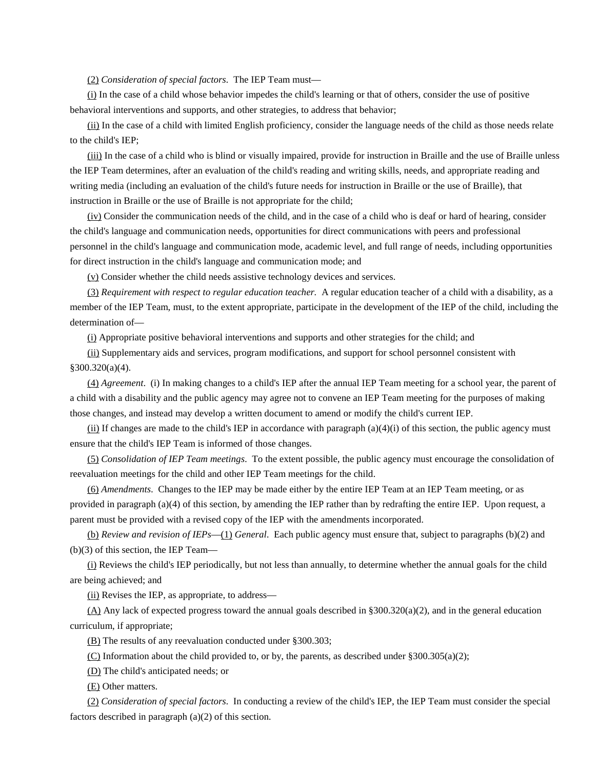(2) *Consideration of special factors*. The IEP Team must—

(i) In the case of a child whose behavior impedes the child's learning or that of others, consider the use of positive behavioral interventions and supports, and other strategies, to address that behavior;

(ii) In the case of a child with limited English proficiency, consider the language needs of the child as those needs relate to the child's IEP;

(iii) In the case of a child who is blind or visually impaired, provide for instruction in Braille and the use of Braille unless the IEP Team determines, after an evaluation of the child's reading and writing skills, needs, and appropriate reading and writing media (including an evaluation of the child's future needs for instruction in Braille or the use of Braille), that instruction in Braille or the use of Braille is not appropriate for the child;

(iv) Consider the communication needs of the child, and in the case of a child who is deaf or hard of hearing, consider the child's language and communication needs, opportunities for direct communications with peers and professional personnel in the child's language and communication mode, academic level, and full range of needs, including opportunities for direct instruction in the child's language and communication mode; and

(v) Consider whether the child needs assistive technology devices and services.

(3) *Requirement with respect to regular education teacher.* A regular education teacher of a child with a disability, as a member of the IEP Team, must, to the extent appropriate, participate in the development of the IEP of the child, including the determination of—

(i) Appropriate positive behavioral interventions and supports and other strategies for the child; and

(ii) Supplementary aids and services, program modifications, and support for school personnel consistent with §300.320(a)(4).

(4) *Agreement*. (i) In making changes to a child's IEP after the annual IEP Team meeting for a school year, the parent of a child with a disability and the public agency may agree not to convene an IEP Team meeting for the purposes of making those changes, and instead may develop a written document to amend or modify the child's current IEP.

(ii) If changes are made to the child's IEP in accordance with paragraph (a)(4)(i) of this section, the public agency must ensure that the child's IEP Team is informed of those changes.

(5) *Consolidation of IEP Team meetings*. To the extent possible, the public agency must encourage the consolidation of reevaluation meetings for the child and other IEP Team meetings for the child.

(6) *Amendments*. Changes to the IEP may be made either by the entire IEP Team at an IEP Team meeting, or as provided in paragraph (a)(4) of this section, by amending the IEP rather than by redrafting the entire IEP. Upon request, a parent must be provided with a revised copy of the IEP with the amendments incorporated.

(b) *Review and revision of IEPs*—(1) *General*. Each public agency must ensure that, subject to paragraphs (b)(2) and (b)(3) of this section, the IEP Team—

(i) Reviews the child's IEP periodically, but not less than annually, to determine whether the annual goals for the child are being achieved; and

(ii) Revises the IEP, as appropriate, to address—

(A) Any lack of expected progress toward the annual goals described in §300.320(a)(2), and in the general education curriculum, if appropriate;

(B) The results of any reevaluation conducted under §300.303;

(C) Information about the child provided to, or by, the parents, as described under §300.305(a)(2);

(D) The child's anticipated needs; or

(E) Other matters.

(2) *Consideration of special factors*. In conducting a review of the child's IEP, the IEP Team must consider the special factors described in paragraph (a)(2) of this section.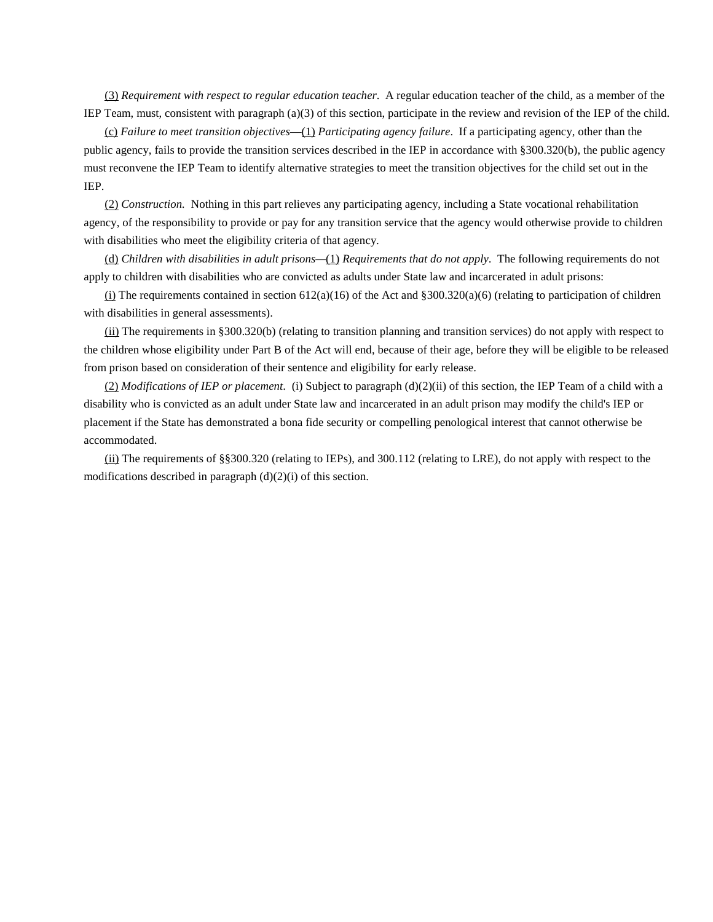(3) *Requirement with respect to regular education teacher*. A regular education teacher of the child, as a member of the IEP Team, must, consistent with paragraph (a)(3) of this section, participate in the review and revision of the IEP of the child.

(c) *Failure to meet transition objectives*—(1) *Participating agency failure*. If a participating agency, other than the public agency, fails to provide the transition services described in the IEP in accordance with §300.320(b), the public agency must reconvene the IEP Team to identify alternative strategies to meet the transition objectives for the child set out in the IEP.

(2) *Construction.* Nothing in this part relieves any participating agency, including a State vocational rehabilitation agency, of the responsibility to provide or pay for any transition service that the agency would otherwise provide to children with disabilities who meet the eligibility criteria of that agency.

(d) *Children with disabilities in adult prisons*—(1) *Requirements that do not apply*. The following requirements do not apply to children with disabilities who are convicted as adults under State law and incarcerated in adult prisons:

(i) The requirements contained in section 612(a)(16) of the Act and §300.320(a)(6) (relating to participation of children with disabilities in general assessments).

(ii) The requirements in §300.320(b) (relating to transition planning and transition services) do not apply with respect to the children whose eligibility under Part B of the Act will end, because of their age, before they will be eligible to be released from prison based on consideration of their sentence and eligibility for early release.

(2) *Modifications of IEP or placement*. (i) Subject to paragraph (d)(2)(ii) of this section, the IEP Team of a child with a disability who is convicted as an adult under State law and incarcerated in an adult prison may modify the child's IEP or placement if the State has demonstrated a bona fide security or compelling penological interest that cannot otherwise be accommodated.

(ii) The requirements of §§300.320 (relating to IEPs), and 300.112 (relating to LRE), do not apply with respect to the modifications described in paragraph (d)(2)(i) of this section.